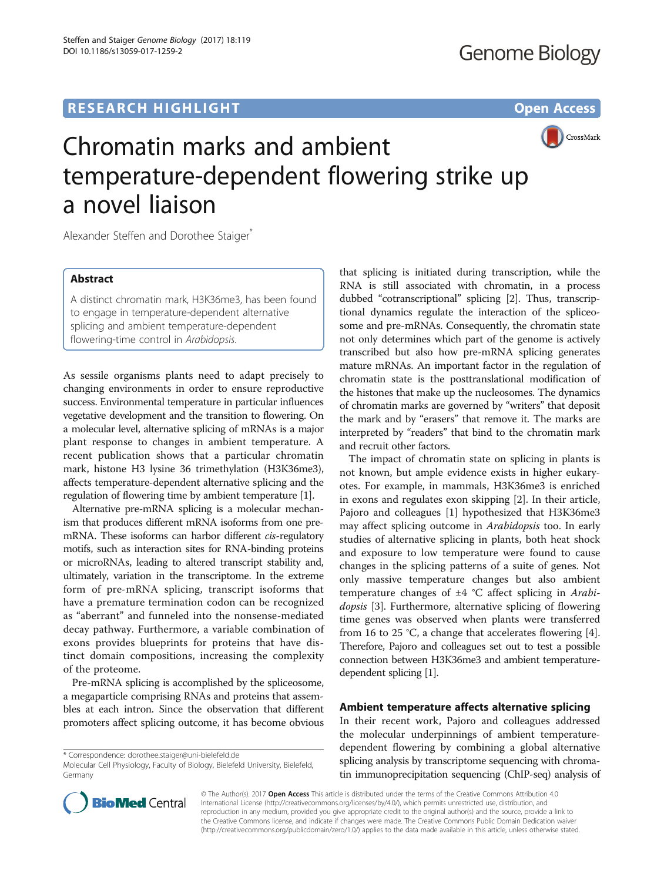RESEARCH HIGHLIGHT

Open Access

# Chromatin marks and ambient temperature-dependent flowering strike up a novel liaison

Alexander Steffen and Dorothee Staiger*

## Abstract

A distinct chromatin mark, H3K36me3, has been found to engage in temperature-dependent alternative splicing and ambient temperature-dependent flowering-time control in *Arabidopsis*.

As sessile organisms plants need to adapt precisely to changing environments in order to ensure reproductive success. Environmental temperature in particular influences vegetative development and the transition to flowering. On a molecular level, alternative splicing of mRNAs is a major plant response to changes in ambient temperature. A recent publication shows that a particular chromatin mark, histone H3 lysine 36 trimethylation (H3K36me3), affects temperature-dependent alternative splicing and the regulation of flowering time by ambient temperature [1].

Alternative pre-mRNA splicing is a molecular mechanism that produces different mRNA isoforms from one pre-mRNA. These isoforms can harbor different *cis*-regulatory motifs, such as interaction sites for RNA-binding proteins or microRNAs, leading to altered transcript stability and, ultimately, variation in the transcriptome. In the extreme form of pre-mRNA splicing, transcript isoforms that have a premature termination codon can be recognized as "aberrant" and funneled into the nonsense-mediated decay pathway. Furthermore, a variable combination of exons provides blueprints for proteins that have distinct domain compositions, increasing the complexity of the proteome.

Pre-mRNA splicing is accomplished by the spliceosome, a megaparticle comprising RNAs and proteins that assembles at each intron. Since the observation that different promoters affect splicing outcome, it has become obvious that splicing is initiated during transcription, while the RNA is still associated with chromatin, in a process dubbed "cotranscriptional" splicing [2]. Thus, transcriptional dynamics regulate the interaction of the spliceosome and pre-mRNAs. Consequently, the chromatin state not only determines which part of the genome is actively transcribed but also how pre-mRNA splicing generates mature mRNAs. An important factor in the regulation of chromatin state is the posttranslational modification of the histones that make up the nucleosomes. The dynamics of chromatin marks are governed by "writers" that deposit the mark and by "erasers" that remove it. The marks are interpreted by "readers" that bind to the chromatin mark and recruit other factors.

The impact of chromatin state on splicing in plants is not known, but ample evidence exists in higher eukaryotes. For example, in mammals, H3K36me3 is enriched in exons and regulates exon skipping [2]. In their article, Pajoro and colleagues [1] hypothesized that H3K36me3 may affect splicing outcome in *Arabidopsis* too. In early studies of alternative splicing in plants, both heat shock and exposure to low temperature were found to cause changes in the splicing patterns of a suite of genes. Not only massive temperature changes but also ambient temperature changes of ±4 °C affect splicing in *Arabidopsis* [3]. Furthermore, alternative splicing of flowering time genes was observed when plants were transferred from 16 to 25 °C, a change that accelerates flowering [4]. Therefore, Pajoro and colleagues set out to test a possible connection between H3K36me3 and ambient temperature-dependent splicing [1].

## Ambient temperature affects alternative splicing

In their recent work, Pajoro and colleagues addressed the molecular underpinnings of ambient temperature-dependent flowering by combining a global alternative splicing analysis by transcriptome sequencing with chromatin immunoprecipitation sequencing (ChIP-seq) analysis of

* Correspondence: dorothee.staiger@uni-bielefeld.de
Molecular Cell Physiology, Faculty of Biology, Bielefeld University, Bielefeld, Germany

© The Author(s). 2017 **Open Access** This article is distributed under the terms of the Creative Commons Attribution 4.0 International License (http://creativecommons.org/licenses/by/4.0/), which permits unrestricted use, distribution, and reproduction in any medium, provided you give appropriate credit to the original author(s) and the source, provide a link to the Creative Commons license, and indicate if changes were made. The Creative Commons Public Domain Dedication waiver (http://creativecommons.org/publicdomain/zero/1.0/) applies to the data made available in this article, unless otherwise stated.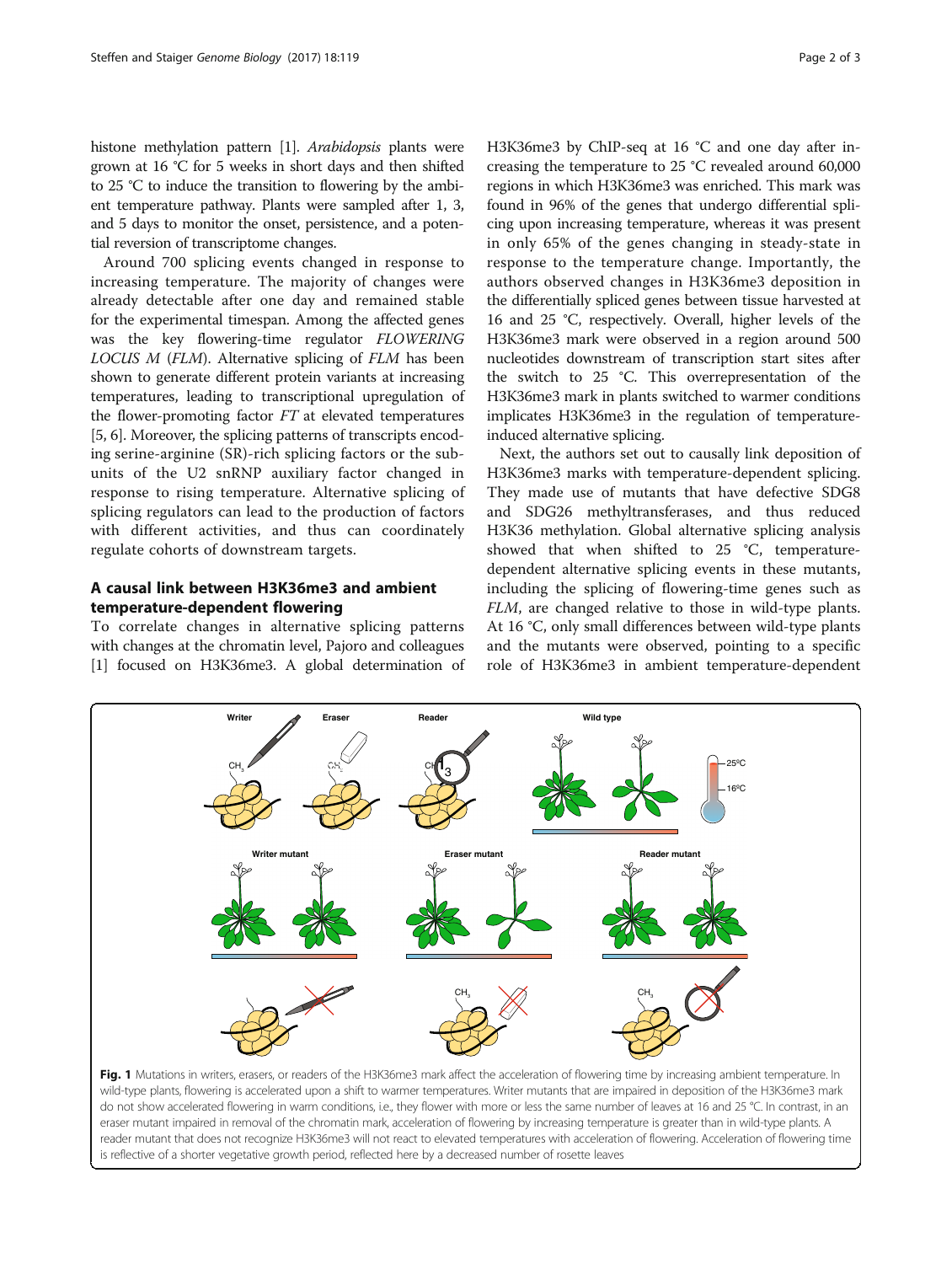histone methylation pattern [1]. *Arabidopsis* plants were grown at 16 °C for 5 weeks in short days and then shifted to 25 °C to induce the transition to flowering by the ambient temperature pathway. Plants were sampled after 1, 3, and 5 days to monitor the onset, persistence, and a potential reversion of transcriptome changes.

Around 700 splicing events changed in response to increasing temperature. The majority of changes were already detectable after one day and remained stable for the experimental timespan. Among the affected genes was the key flowering-time regulator *FLOWERING LOCUS M* (*FLM*). Alternative splicing of *FLM* has been shown to generate different protein variants at increasing temperatures, leading to transcriptional upregulation of the flower-promoting factor *FT* at elevated temperatures [5, 6]. Moreover, the splicing patterns of transcripts encoding serine-arginine (SR)-rich splicing factors or the subunits of the U2 snRNP auxiliary factor changed in response to rising temperature. Alternative splicing of splicing regulators can lead to the production of factors with different activities, and thus can coordinately regulate cohorts of downstream targets.

## A causal link between H3K36me3 and ambient temperature-dependent flowering

To correlate changes in alternative splicing patterns with changes at the chromatin level, Pajoro and colleagues [1] focused on H3K36me3. A global determination of H3K36me3 by ChIP-seq at 16 °C and one day after increasing the temperature to 25 °C revealed around 60,000 regions in which H3K36me3 was enriched. This mark was found in 96% of the genes that undergo differential splicing upon increasing temperature, whereas it was present in only 65% of the genes changing in steady-state in response to the temperature change. Importantly, the authors observed changes in H3K36me3 deposition in the differentially spliced genes between tissue harvested at 16 and 25 °C, respectively. Overall, higher levels of the H3K36me3 mark were observed in a region around 500 nucleotides downstream of transcription start sites after the switch to 25 °C. This overrepresentation of the H3K36me3 mark in plants switched to warmer conditions implicates H3K36me3 in the regulation of temperature-induced alternative splicing.

Next, the authors set out to causally link deposition of H3K36me3 marks with temperature-dependent splicing. They made use of mutants that have defective SDG8 and SDG26 methyltransferases, and thus reduced H3K36 methylation. Global alternative splicing analysis showed that when shifted to 25 °C, temperature-dependent alternative splicing events in these mutants, including the splicing of flowering-time genes such as *FLM*, are changed relative to those in wild-type plants. At 16 °C, only small differences between wild-type plants and the mutants were observed, pointing to a specific role of H3K36me3 in ambient temperature-dependent

**Fig. 1** Mutations in writers, erasers, or readers of the H3K36me3 mark affect the acceleration of flowering time by increasing ambient temperature. In wild-type plants, flowering is accelerated upon a shift to warmer temperatures. Writer mutants that are impaired in deposition of the H3K36me3 mark do not show accelerated flowering in warm conditions, i.e., they flower with more or less the same number of leaves at 16 and 25 °C. In contrast, in an eraser mutant impaired in removal of the chromatin mark, acceleration of flowering by increasing temperature is greater than in wild-type plants. A reader mutant that does not recognize H3K36me3 will not react to elevated temperatures with acceleration of flowering. Acceleration of flowering time is reflective of a shorter vegetative growth period, reflected here by a decreased number of rosette leaves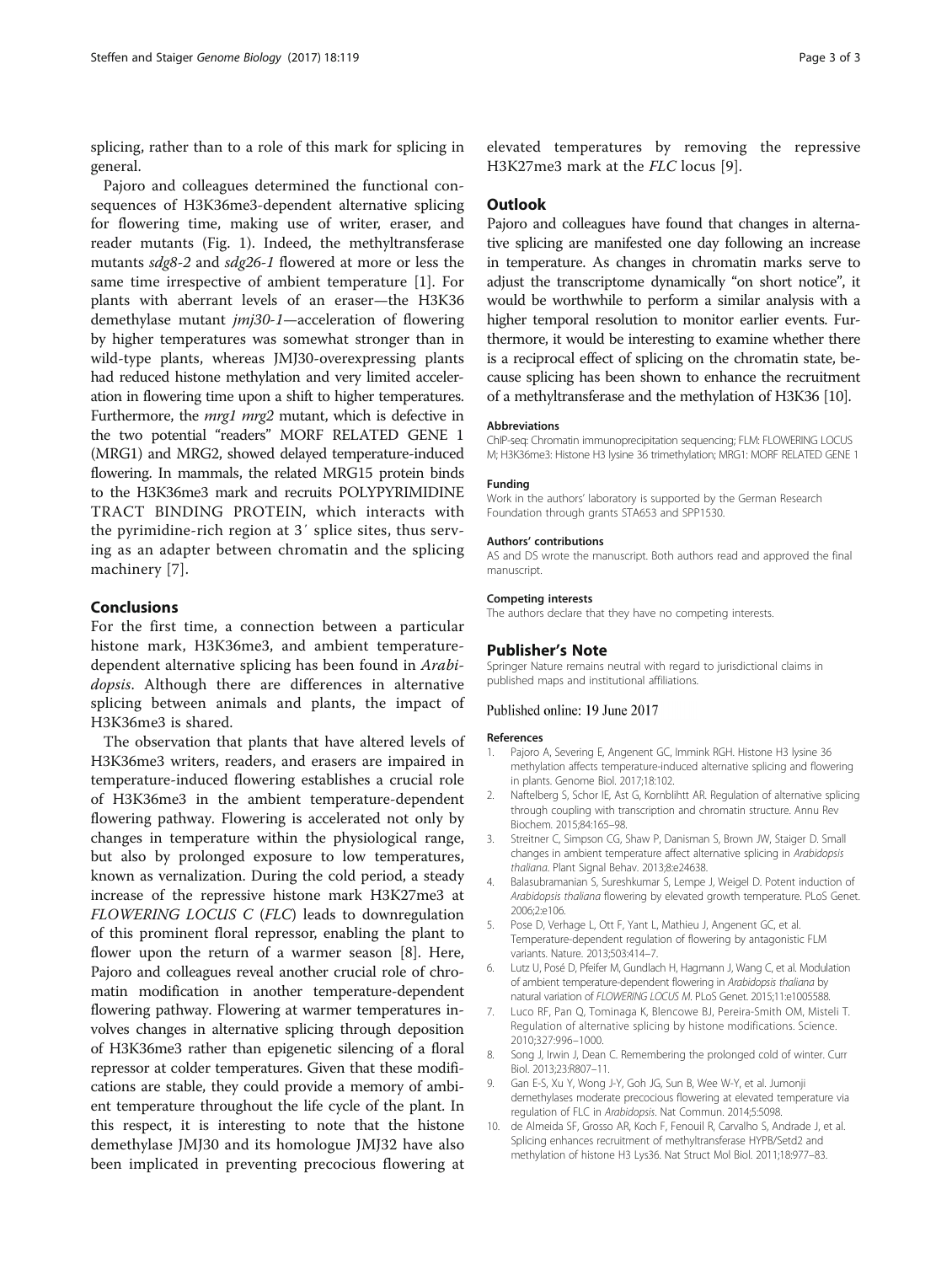splicing, rather than to a role of this mark for splicing in general.

Pajoro and colleagues determined the functional consequences of H3K36me3-dependent alternative splicing for flowering time, making use of writer, eraser, and reader mutants (Fig. 1). Indeed, the methyltransferase mutants *sdg8-2* and *sdg26-1* flowered at more or less the same time irrespective of ambient temperature [1]. For plants with aberrant levels of an eraser—the H3K36 demethylase mutant *jmj30-1*—acceleration of flowering by higher temperatures was somewhat stronger than in wild-type plants, whereas JMJ30-overexpressing plants had reduced histone methylation and very limited acceleration in flowering time upon a shift to higher temperatures. Furthermore, the *mrg1 mrg2* mutant, which is defective in the two potential "readers" MORF RELATED GENE 1 (MRG1) and MRG2, showed delayed temperature-induced flowering. In mammals, the related MRG15 protein binds to the H3K36me3 mark and recruits POLYPYRIMIDINE TRACT BINDING PROTEIN, which interacts with the pyrimidine-rich region at 3′ splice sites, thus serving as an adapter between chromatin and the splicing machinery [7].

## Conclusions

For the first time, a connection between a particular histone mark, H3K36me3, and ambient temperature-dependent alternative splicing has been found in *Arabidopsis*. Although there are differences in alternative splicing between animals and plants, the impact of H3K36me3 is shared.

The observation that plants that have altered levels of H3K36me3 writers, readers, and erasers are impaired in temperature-induced flowering establishes a crucial role of H3K36me3 in the ambient temperature-dependent flowering pathway. Flowering is accelerated not only by changes in temperature within the physiological range, but also by prolonged exposure to low temperatures, known as vernalization. During the cold period, a steady increase of the repressive histone mark H3K27me3 at *FLOWERING LOCUS C* (*FLC*) leads to downregulation of this prominent floral repressor, enabling the plant to flower upon the return of a warmer season [8]. Here, Pajoro and colleagues reveal another crucial role of chromatin modification in another temperature-dependent flowering pathway. Flowering at warmer temperatures involves changes in alternative splicing through deposition of H3K36me3 rather than epigenetic silencing of a floral repressor at colder temperatures. Given that these modifications are stable, they could provide a memory of ambient temperature throughout the life cycle of the plant. In this respect, it is interesting to note that the histone demethylase JMJ30 and its homologue JMJ32 have also been implicated in preventing precocious flowering at elevated temperatures by removing the repressive H3K27me3 mark at the *FLC* locus [9].

## Outlook

Pajoro and colleagues have found that changes in alternative splicing are manifested one day following an increase in temperature. As changes in chromatin marks serve to adjust the transcriptome dynamically "on short notice", it would be worthwhile to perform a similar analysis with a higher temporal resolution to monitor earlier events. Furthermore, it would be interesting to examine whether there is a reciprocal effect of splicing on the chromatin state, because splicing has been shown to enhance the recruitment of a methyltransferase and the methylation of H3K36 [10].

#### Abbreviations

ChIP-seq: Chromatin immunoprecipitation sequencing; FLM: FLOWERING LOCUS M; H3K36me3: Histone H3 lysine 36 trimethylation; MRG1: MORF RELATED GENE 1

#### Funding

Work in the authors' laboratory is supported by the German Research Foundation through grants STA653 and SPP1530.

#### Authors' contributions

AS and DS wrote the manuscript. Both authors read and approved the final manuscript.

#### Competing interests

The authors declare that they have no competing interests.

## Publisher's Note

Springer Nature remains neutral with regard to jurisdictional claims in published maps and institutional affiliations.

Published online: 19 June 2017

#### References

1. Pajoro A, Severing E, Angenent GC, Immink RGH. Histone H3 lysine 36 methylation affects temperature-induced alternative splicing and flowering in plants. Genome Biol. 2017;18:102.
2. Naftelberg S, Schor IE, Ast G, Kornblihtt AR. Regulation of alternative splicing through coupling with transcription and chromatin structure. Annu Rev Biochem. 2015;84:165–98.
3. Streitner C, Simpson CG, Shaw P, Danisman S, Brown JW, Staiger D. Small changes in ambient temperature affect alternative splicing in *Arabidopsis thaliana*. Plant Signal Behav. 2013;8:e24638.
4. Balasubramanian S, Sureshkumar S, Lempe J, Weigel D. Potent induction of *Arabidopsis thaliana* flowering by elevated growth temperature. PLoS Genet. 2006;2:e106.
5. Pose D, Verhage L, Ott F, Yant L, Mathieu J, Angenent GC, et al. Temperature-dependent regulation of flowering by antagonistic FLM variants. Nature. 2013;503:414–7.
6. Lutz U, Posé D, Pfeifer M, Gundlach H, Hagmann J, Wang C, et al. Modulation of ambient temperature-dependent flowering in *Arabidopsis thaliana* by natural variation of *FLOWERING LOCUS M*. PLoS Genet. 2015;11:e1005588.
7. Luco RF, Pan Q, Tominaga K, Blencowe BJ, Pereira-Smith OM, Misteli T. Regulation of alternative splicing by histone modifications. Science. 2010;327:996–1000.
8. Song J, Irwin J, Dean C. Remembering the prolonged cold of winter. Curr Biol. 2013;23:R807–11.
9. Gan E-S, Xu Y, Wong J-Y, Goh JG, Sun B, Wee W-Y, et al. Jumonji demethylases moderate precocious flowering at elevated temperature via regulation of FLC in *Arabidopsis*. Nat Commun. 2014;5:5098.
10. de Almeida SF, Grosso AR, Koch F, Fenouil R, Carvalho S, Andrade J, et al. Splicing enhances recruitment of methyltransferase HYPB/Setd2 and methylation of histone H3 Lys36. Nat Struct Mol Biol. 2011;18:977–83.